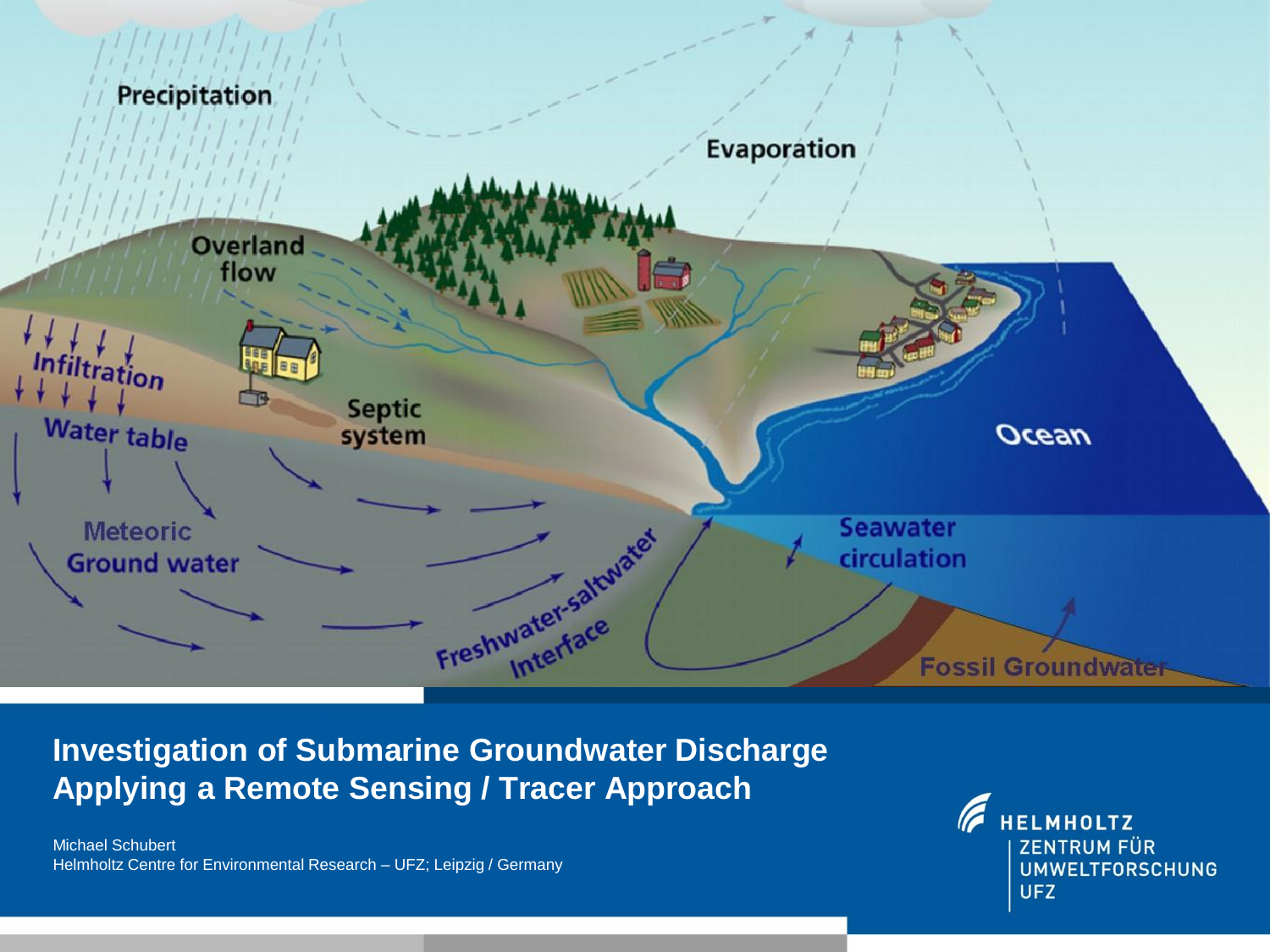# Investigation of Submarine Groundwater Discharge Applying a Remote Sensing / Tracer Approach

Michael Schubert
Helmholtz Centre for Environmental Research – UFZ; Leipzig / Germany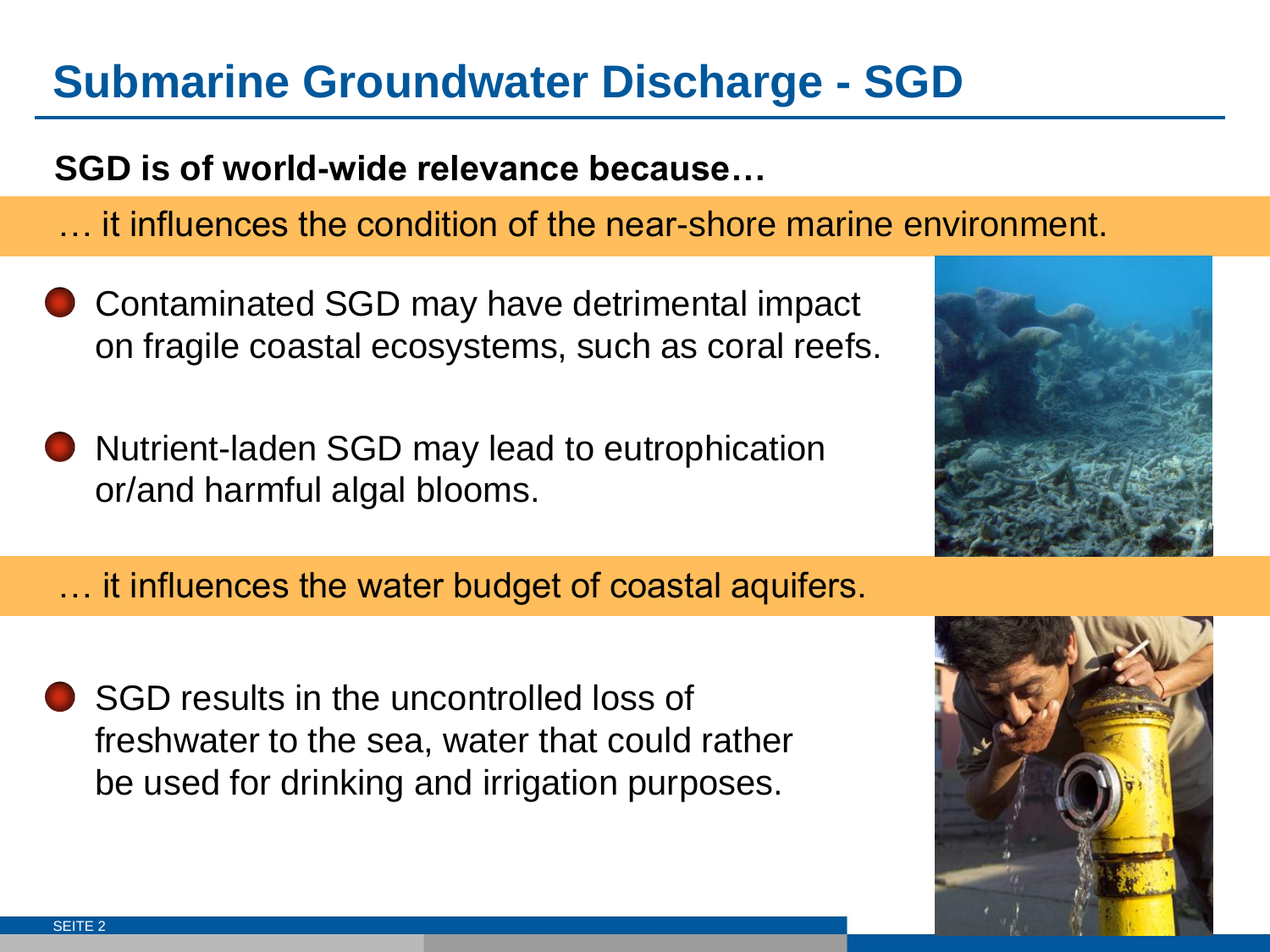# Submarine Groundwater Discharge - SGD

**SGD is of world-wide relevance because…**

… it influences the condition of the near-shore marine environment.

- Contaminated SGD may have detrimental impact on fragile coastal ecosystems, such as coral reefs.
- Nutrient-laden SGD may lead to eutrophication or/and harmful algal blooms.

… it influences the water budget of coastal aquifers.

- SGD results in the uncontrolled loss of freshwater to the sea, water that could rather be used for drinking and irrigation purposes.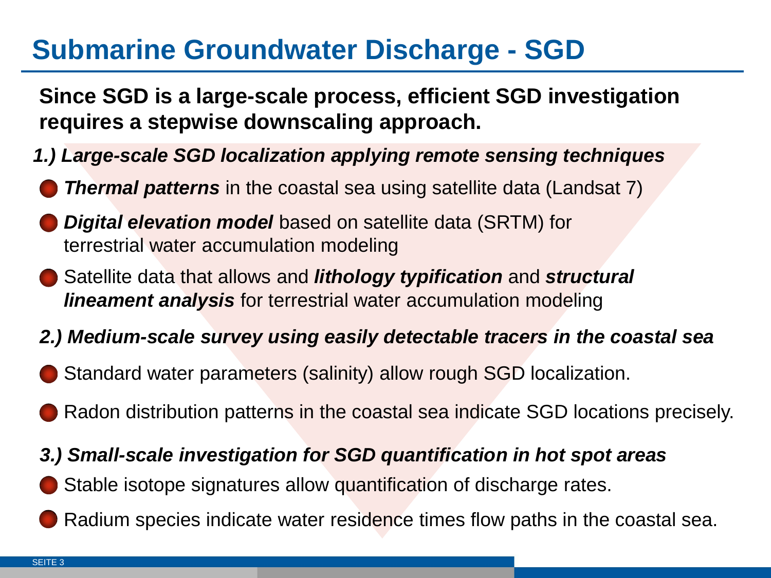# Submarine Groundwater Discharge - SGD

**Since SGD is a large-scale process, efficient SGD investigation requires a stepwise downscaling approach.**

***1.) Large-scale SGD localization applying remote sensing techniques***

- ***Thermal patterns*** in the coastal sea using satellite data (Landsat 7)
- ***Digital elevation model*** based on satellite data (SRTM) for terrestrial water accumulation modeling
- Satellite data that allows and ***lithology typification*** and ***structural lineament analysis*** for terrestrial water accumulation modeling

***2.) Medium-scale survey using easily detectable tracers in the coastal sea***

- Standard water parameters (salinity) allow rough SGD localization.
- Radon distribution patterns in the coastal sea indicate SGD locations precisely.

***3.) Small-scale investigation for SGD quantification in hot spot areas***

- Stable isotope signatures allow quantification of discharge rates.
- Radium species indicate water residence times flow paths in the coastal sea.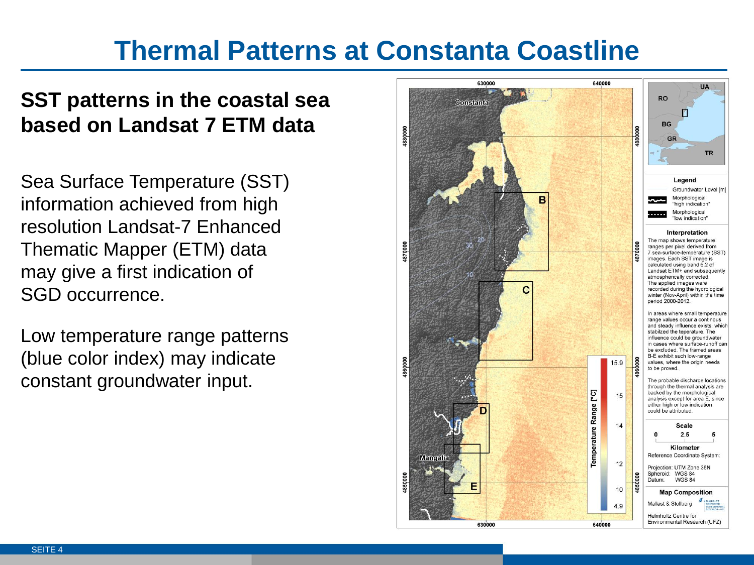# Thermal Patterns at Constanta Coastline

## SST patterns in the coastal sea based on Landsat 7 ETM data

Sea Surface Temperature (SST) information achieved from high resolution Landsat-7 Enhanced Thematic Mapper (ETM) data may give a first indication of SGD occurrence.

Low temperature range patterns (blue color index) may indicate constant groundwater input.

Legend

Groundwater Level [m]

Morphological "high indication"

Morphological "low indication"

Interpretation

The map shows temperature ranges per pixel derived from 7 sea-surface-temperature (SST) images. Each SST image is calculated using band 6.2 of Landsat ETM+ and subsequently atmospherically corrected. The applied images were recorded during the hydrological winter (Nov-April) within the time period 2000-2012.

In areas where small temperature range values occur a continous and steady influence exists, which stabilized the teperature. The influence could be groundwater in cases where surface-runoff can be excluded. The framed areas B-E exhibit such low-range values, where the origin needs to be proved.

The probable discharge locations through the thermal analysis are backed by the morphological analysis except for area E, since either high or low indication could be attributed.

Scale

Kilometer

Reference Coordinate System:

Projection: UTM Zone 35N
Spheroid: WGS 84
Datum: WGS 84

Map Composition

Mallast & Stollberg

Helmholtz Centre for Environmental Research (UFZ)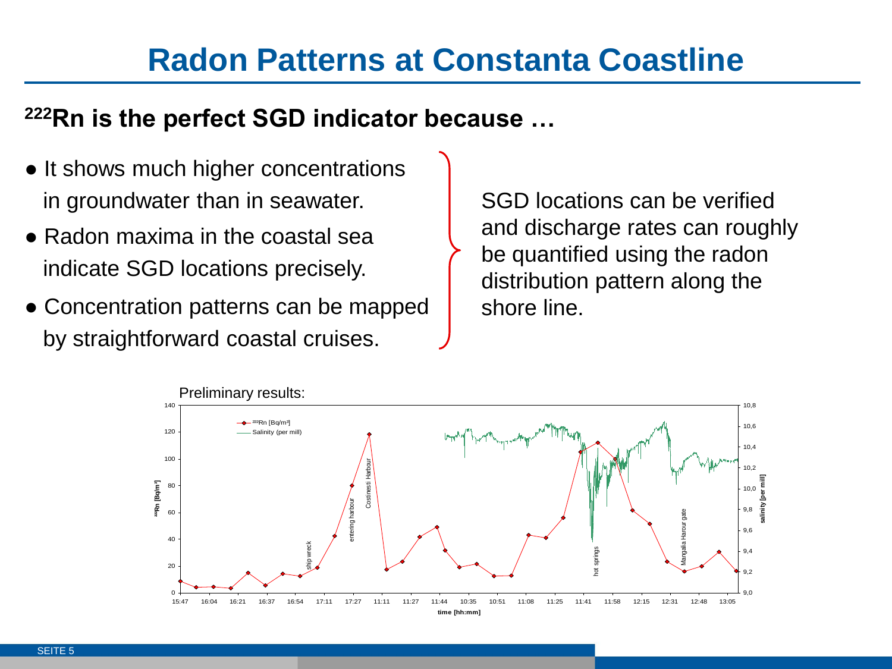# Radon Patterns at Constanta Coastline

## $^{222}Rn$ is the perfect SGD indicator because …

- It shows much higher concentrations in groundwater than in seawater.
- Radon maxima in the coastal sea indicate SGD locations precisely.
- Concentration patterns can be mapped by straightforward coastal cruises.

SGD locations can be verified and discharge rates can roughly be quantified using the radon distribution pattern along the shore line.

Preliminary results: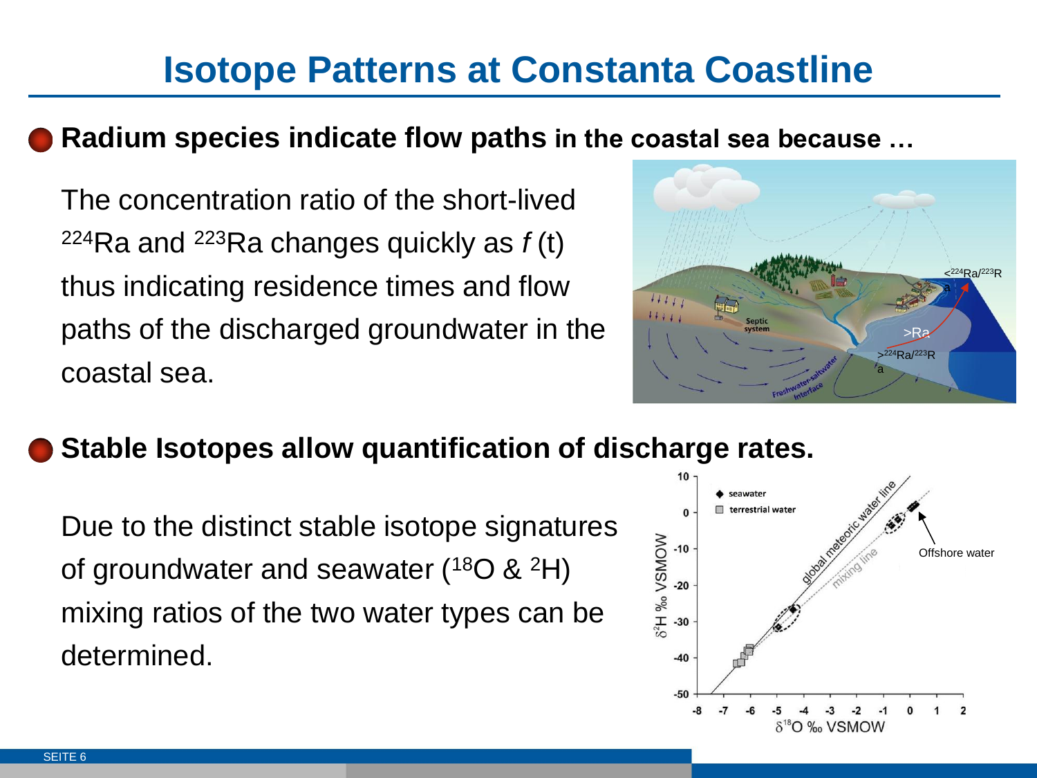# Isotope Patterns at Constanta Coastline

- **Radium species indicate flow paths in the coastal sea because …**

  The concentration ratio of the short-lived $^{224}$Ra and $^{223}$Ra changes quickly as *f* (t) thus indicating residence times and flow paths of the discharged groundwater in the coastal sea.

- **Stable Isotopes allow quantification of discharge rates.**

  Due to the distinct stable isotope signatures of groundwater and seawater ($^{18}$O & $^{2}$H) mixing ratios of the two water types can be determined.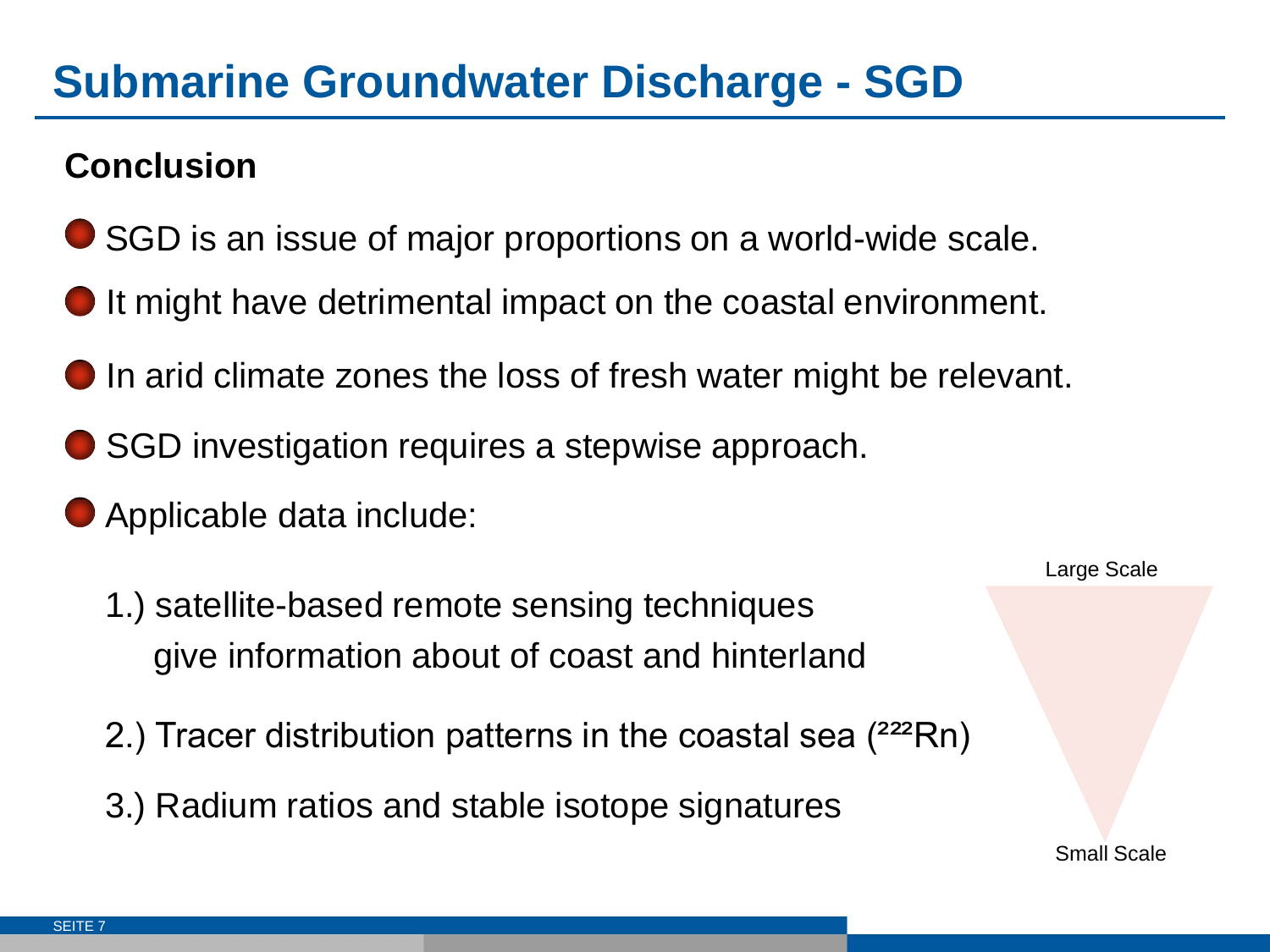# Submarine Groundwater Discharge - SGD

## Conclusion

- SGD is an issue of major proportions on a world-wide scale.
- It might have detrimental impact on the coastal environment.
- In arid climate zones the loss of fresh water might be relevant.
- SGD investigation requires a stepwise approach.
- Applicable data include:

  1.) satellite-based remote sensing techniques give information about of coast and hinterland

  2.) Tracer distribution patterns in the coastal sea ($^{222}Rn$)

  3.) Radium ratios and stable isotope signatures

Large Scale

Small Scale